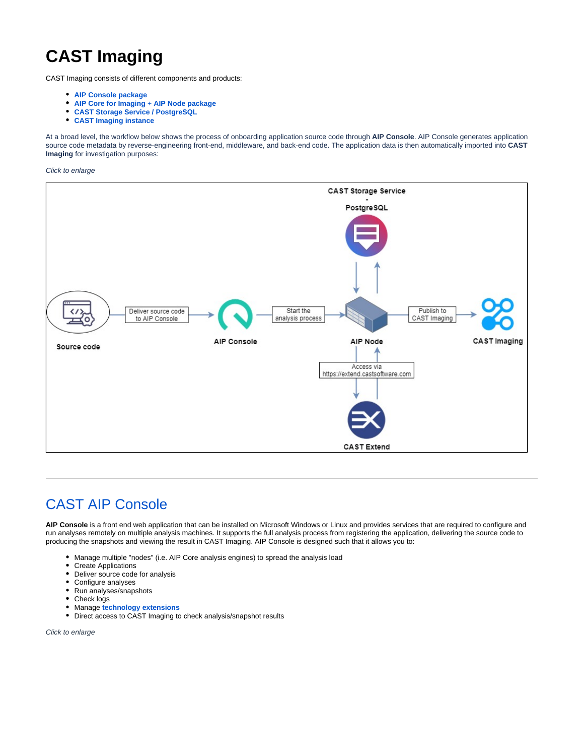# CAST Imaging

CAST Imaging consists of different components and products:

- **AIP Console package**
- **AIP Core for Imaging** + **AIP Node package**
- **CAST Storage Service / PostgreSQL**
- **CAST Imaging instance**

At a broad level, the workflow below shows the process of onboarding application source code through **AIP Console**. AIP Console generates application source code metadata by reverse-engineering front-end, middleware, and back-end code. The application data is then automatically imported into **CAST Imaging** for investigation purposes:

*Click to enlarge*

---

# CAST AIP Console

**AIP Console** is a front end web application that can be installed on Microsoft Windows or Linux and provides services that are required to configure and run analyses remotely on multiple analysis machines. It supports the full analysis process from registering the application, delivering the source code to producing the snapshots and viewing the result in CAST Imaging. AIP Console is designed such that it allows you to:

- Manage multiple "nodes" (i.e. AIP Core analysis engines) to spread the analysis load
- Create Applications
- Deliver source code for analysis
- Configure analyses
- Run analyses/snapshots
- Check logs
- Manage **technology extensions**
- Direct access to CAST Imaging to check analysis/snapshot results

*Click to enlarge*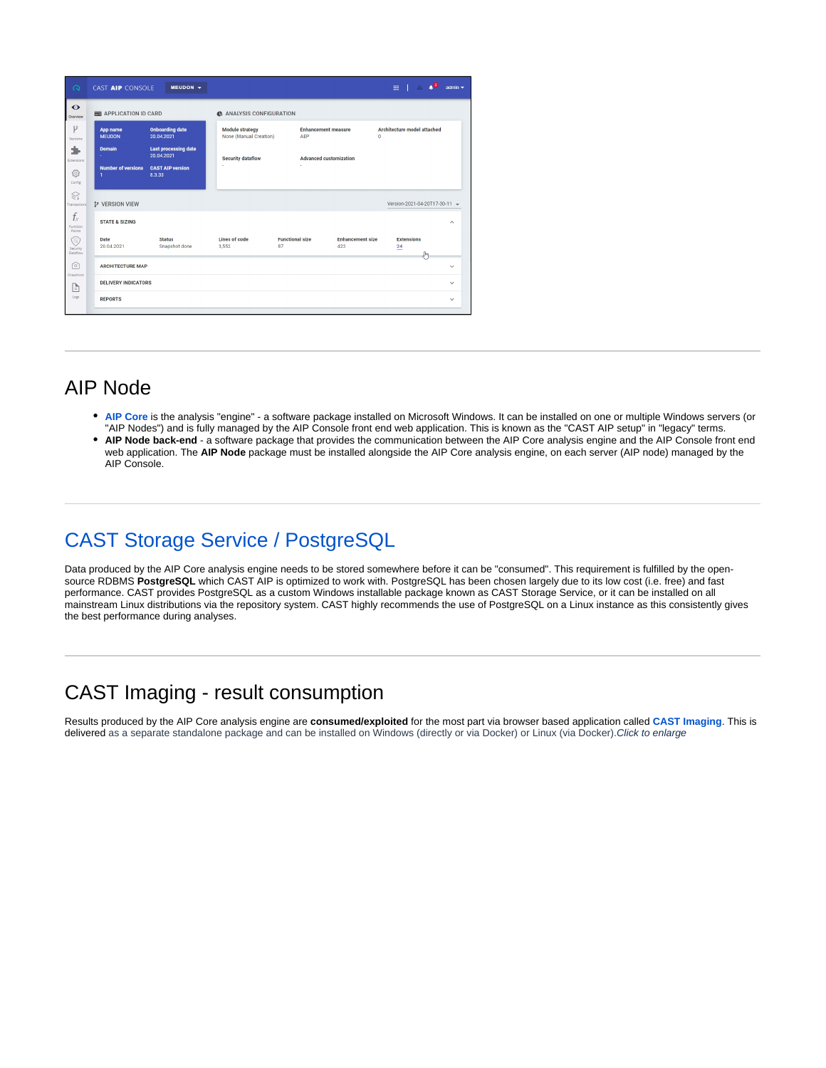---

## AIP Node

- **AIP Core** is the analysis "engine" - a software package installed on Microsoft Windows. It can be installed on one or multiple Windows servers (or "AIP Nodes") and is fully managed by the AIP Console front end web application. This is known as the "CAST AIP setup" in "legacy" terms.
- **AIP Node back-end** - a software package that provides the communication between the AIP Core analysis engine and the AIP Console front end web application. The **AIP Node** package must be installed alongside the AIP Core analysis engine, on each server (AIP node) managed by the AIP Console.

---

## CAST Storage Service / PostgreSQL

Data produced by the AIP Core analysis engine needs to be stored somewhere before it can be "consumed". This requirement is fulfilled by the open-source RDBMS **PostgreSQL** which CAST AIP is optimized to work with. PostgreSQL has been chosen largely due to its low cost (i.e. free) and fast performance. CAST provides PostgreSQL as a custom Windows installable package known as CAST Storage Service, or it can be installed on all mainstream Linux distributions via the repository system. CAST highly recommends the use of PostgreSQL on a Linux instance as this consistently gives the best performance during analyses.

---

## CAST Imaging - result consumption

Results produced by the AIP Core analysis engine are **consumed/exploited** for the most part via browser based application called **CAST Imaging**. This is delivered as a separate standalone package and can be installed on Windows (directly or via Docker) or Linux (via Docker).*Click to enlarge*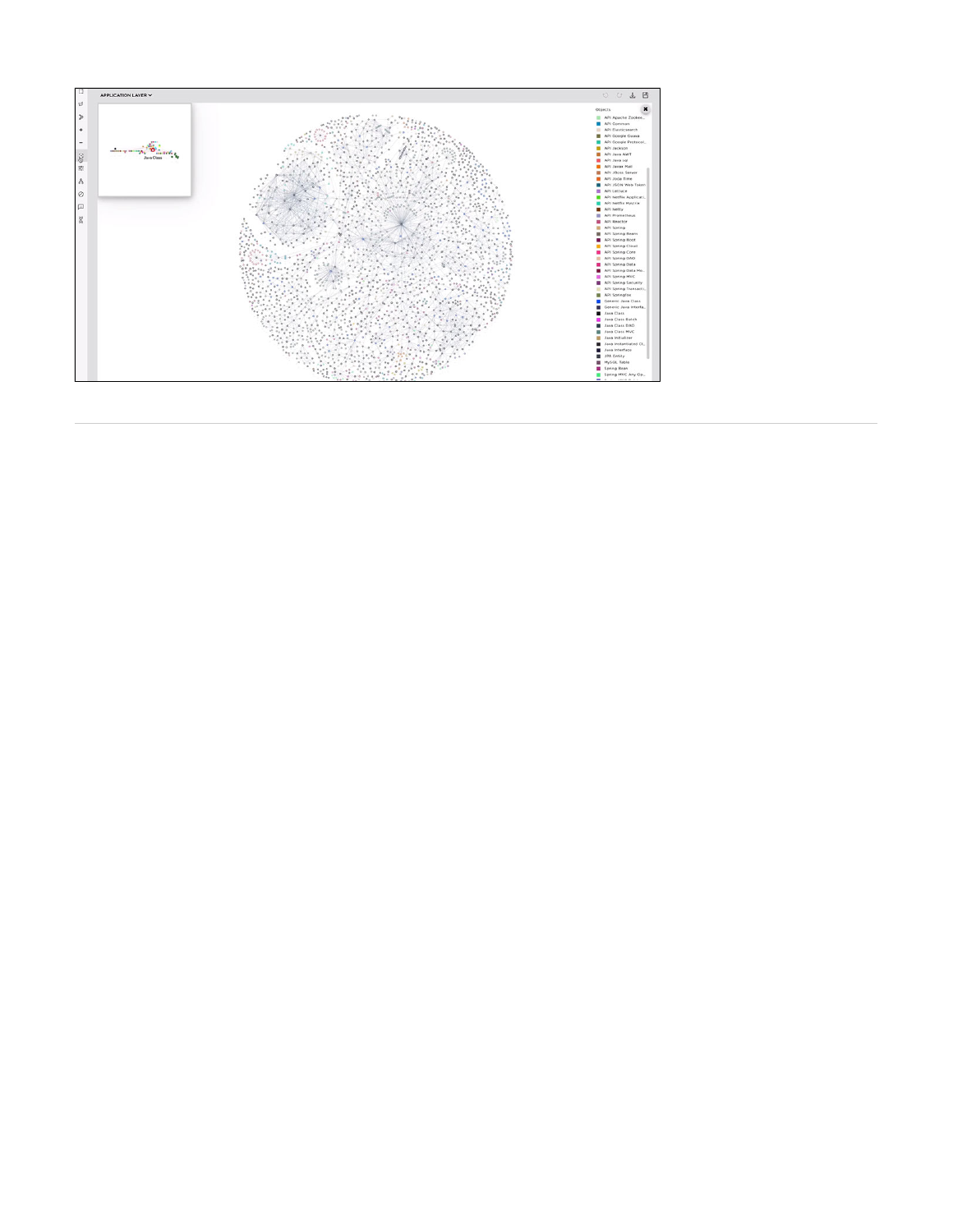APPLICATION LAYER

Java Class

Objects

API Apache Zookee...
API Common
API Elasticsearch
API Google Guava
API Google Protocol...
API Jackson
API Java AWT
API Java IO
API Javax Mail
API JBoss Server
API Joda Time
API JSON Web Token
API Lettuce
API Netflix Applicati...
API Netflix Hystrix
API Netty
API Prometheus
API Reactor
API Spring
API Spring Beans
API Spring Boot
API Spring Cloud
API Spring Core
API Spring DAO
API Spring Data
API Spring Data Mo...
API Spring MVC
API Spring Security
API Spring Transacti...
API Springfox
Generic Java Class
Generic Java Interfa...
Java Class
Java Class Batch
Java Class DAO
Java Class MVC
Java Initializer
Java Instantiated Cl...
Java Interface
JPA Entity
MySQL Table
Spring Bean
Spring MVC Any Op...